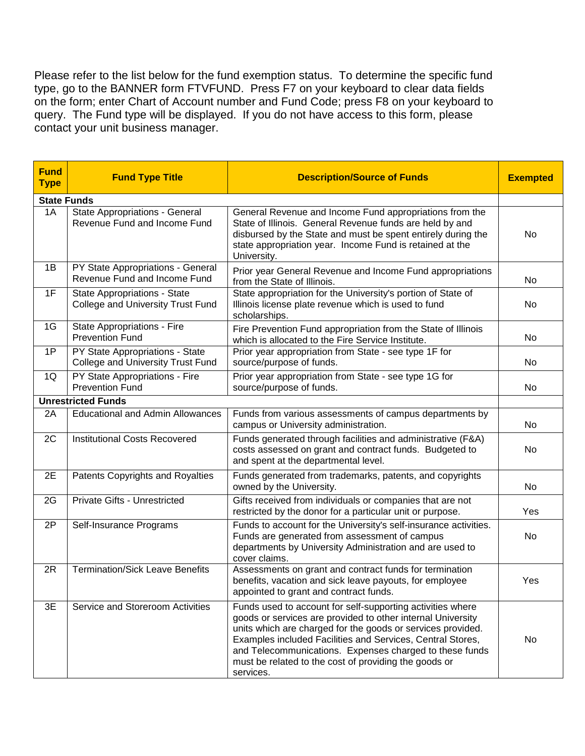Please refer to the list below for the fund exemption status. To determine the specific fund type, go to the BANNER form FTVFUND. Press F7 on your keyboard to clear data fields on the form; enter Chart of Account number and Fund Code; press F8 on your keyboard to query. The Fund type will be displayed. If you do not have access to this form, please contact your unit business manager.

| Fund Type | Fund Type Title | Description/Source of Funds | Exempted |
|---|---|---|---|
| **State Funds** | | | |
| 1A | State Appropriations - General Revenue Fund and Income Fund | General Revenue and Income Fund appropriations from the State of Illinois. General Revenue funds are held by and disbursed by the State and must be spent entirely during the state appropriation year. Income Fund is retained at the University. | No |
| 1B | PY State Appropriations - General Revenue Fund and Income Fund | Prior year General Revenue and Income Fund appropriations from the State of Illinois. | No |
| 1F | State Appropriations - State College and University Trust Fund | State appropriation for the University's portion of State of Illinois license plate revenue which is used to fund scholarships. | No |
| 1G | State Appropriations - Fire Prevention Fund | Fire Prevention Fund appropriation from the State of Illinois which is allocated to the Fire Service Institute. | No |
| 1P | PY State Appropriations - State College and University Trust Fund | Prior year appropriation from State - see type 1F for source/purpose of funds. | No |
| 1Q | PY State Appropriations - Fire Prevention Fund | Prior year appropriation from State - see type 1G for source/purpose of funds. | No |
| **Unrestricted Funds** | | | |
| 2A | Educational and Admin Allowances | Funds from various assessments of campus departments by campus or University administration. | No |
| 2C | Institutional Costs Recovered | Funds generated through facilities and administrative (F&A) costs assessed on grant and contract funds. Budgeted to and spent at the departmental level. | No |
| 2E | Patents Copyrights and Royalties | Funds generated from trademarks, patents, and copyrights owned by the University. | No |
| 2G | Private Gifts - Unrestricted | Gifts received from individuals or companies that are not restricted by the donor for a particular unit or purpose. | Yes |
| 2P | Self-Insurance Programs | Funds to account for the University's self-insurance activities. Funds are generated from assessment of campus departments by University Administration and are used to cover claims. | No |
| 2R | Termination/Sick Leave Benefits | Assessments on grant and contract funds for termination benefits, vacation and sick leave payouts, for employee appointed to grant and contract funds. | Yes |
| 3E | Service and Storeroom Activities | Funds used to account for self-supporting activities where goods or services are provided to other internal University units which are charged for the goods or services provided. Examples included Facilities and Services, Central Stores, and Telecommunications. Expenses charged to these funds must be related to the cost of providing the goods or services. | No |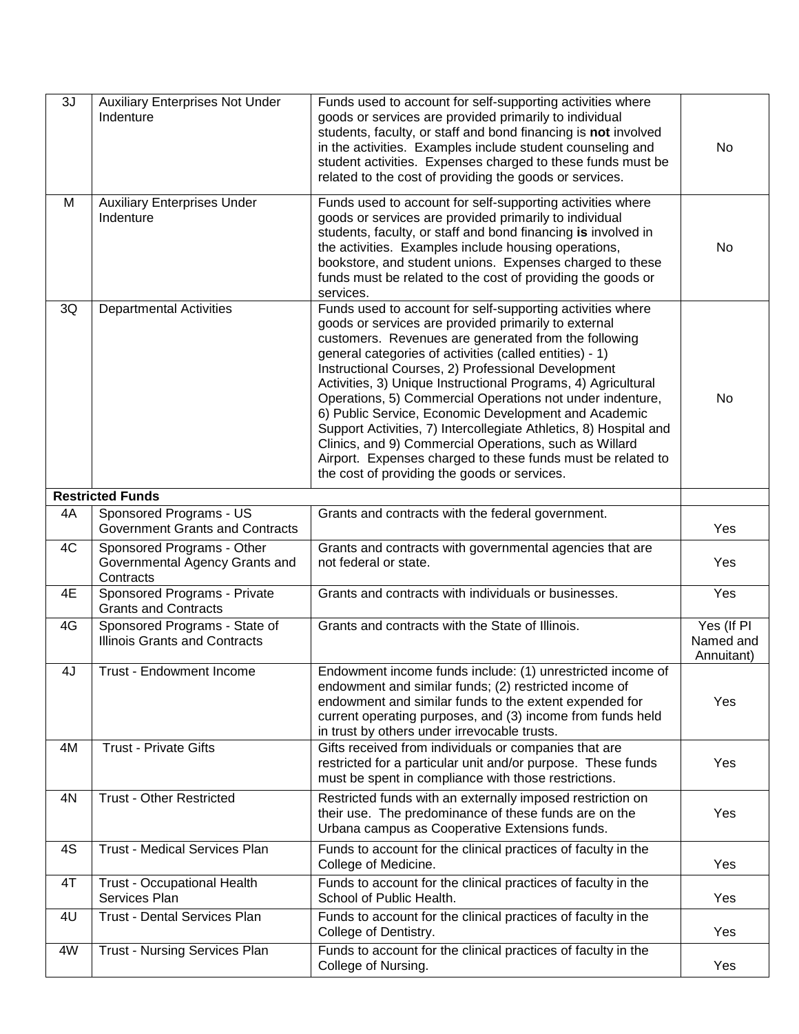| | | | |
|---|---|---|---|
| 3J | Auxiliary Enterprises Not Under Indenture | Funds used to account for self-supporting activities where goods or services are provided primarily to individual students, faculty, or staff and bond financing is **not** involved in the activities. Examples include student counseling and student activities. Expenses charged to these funds must be related to the cost of providing the goods or services. | No |
| M | Auxiliary Enterprises Under Indenture | Funds used to account for self-supporting activities where goods or services are provided primarily to individual students, faculty, or staff and bond financing **is** involved in the activities. Examples include housing operations, bookstore, and student unions. Expenses charged to these funds must be related to the cost of providing the goods or services. | No |
| 3Q | Departmental Activities | Funds used to account for self-supporting activities where goods or services are provided primarily to external customers. Revenues are generated from the following general categories of activities (called entities) - 1) Instructional Courses, 2) Professional Development Activities, 3) Unique Instructional Programs, 4) Agricultural Operations, 5) Commercial Operations not under indenture, 6) Public Service, Economic Development and Academic Support Activities, 7) Intercollegiate Athletics, 8) Hospital and Clinics, and 9) Commercial Operations, such as Willard Airport. Expenses charged to these funds must be related to the cost of providing the goods or services. | No |
| **Restricted Funds** | | | |
| 4A | Sponsored Programs - US Government Grants and Contracts | Grants and contracts with the federal government. | Yes |
| 4C | Sponsored Programs - Other Governmental Agency Grants and Contracts | Grants and contracts with governmental agencies that are not federal or state. | Yes |
| 4E | Sponsored Programs - Private Grants and Contracts | Grants and contracts with individuals or businesses. | Yes |
| 4G | Sponsored Programs - State of Illinois Grants and Contracts | Grants and contracts with the State of Illinois. | Yes (If PI Named and Annuitant) |
| 4J | Trust - Endowment Income | Endowment income funds include: (1) unrestricted income of endowment and similar funds; (2) restricted income of endowment and similar funds to the extent expended for current operating purposes, and (3) income from funds held in trust by others under irrevocable trusts. | Yes |
| 4M | Trust - Private Gifts | Gifts received from individuals or companies that are restricted for a particular unit and/or purpose. These funds must be spent in compliance with those restrictions. | Yes |
| 4N | Trust - Other Restricted | Restricted funds with an externally imposed restriction on their use. The predominance of these funds are on the Urbana campus as Cooperative Extensions funds. | Yes |
| 4S | Trust - Medical Services Plan | Funds to account for the clinical practices of faculty in the College of Medicine. | Yes |
| 4T | Trust - Occupational Health Services Plan | Funds to account for the clinical practices of faculty in the School of Public Health. | Yes |
| 4U | Trust - Dental Services Plan | Funds to account for the clinical practices of faculty in the College of Dentistry. | Yes |
| 4W | Trust - Nursing Services Plan | Funds to account for the clinical practices of faculty in the College of Nursing. | Yes |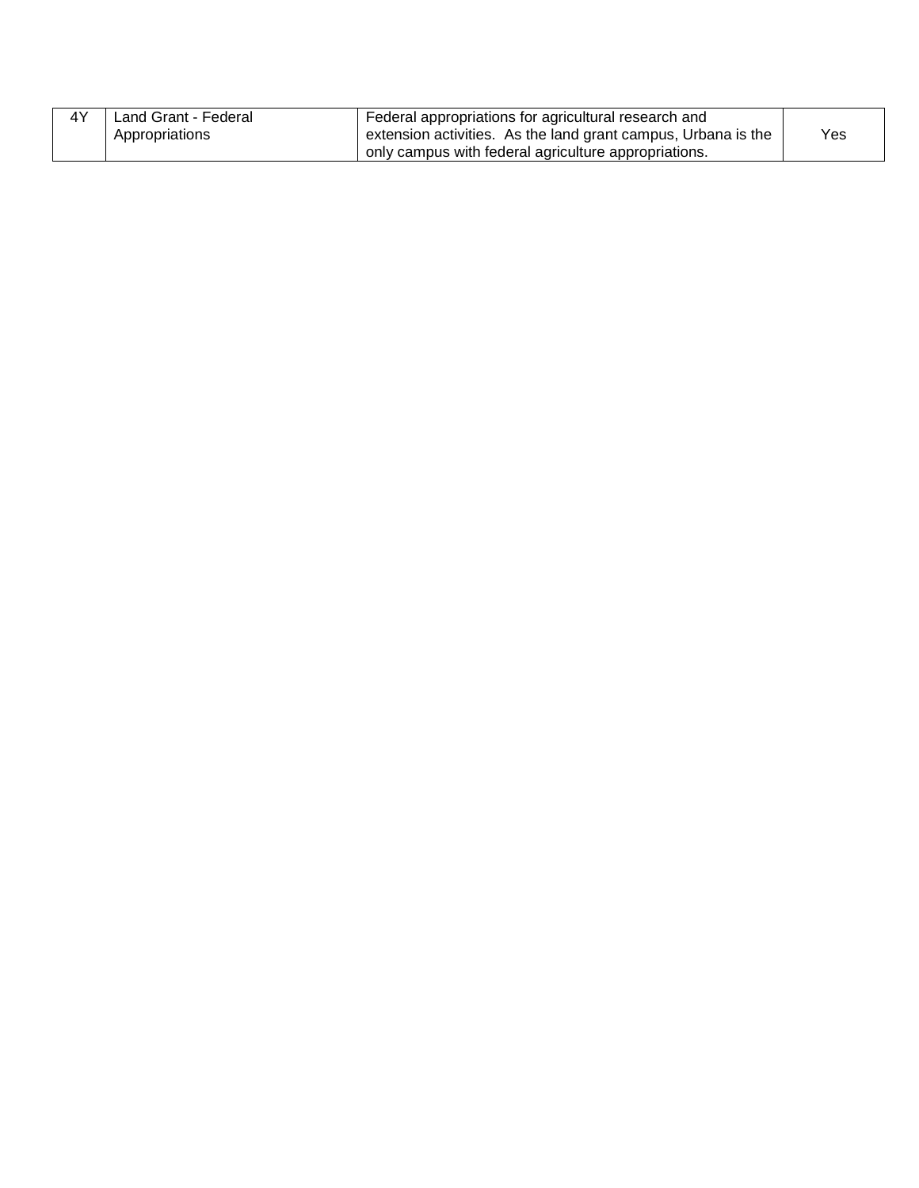| | | | |
|---|---|---|---|
| 4Y | Land Grant - Federal Appropriations | Federal appropriations for agricultural research and extension activities. As the land grant campus, Urbana is the only campus with federal agriculture appropriations. | Yes |